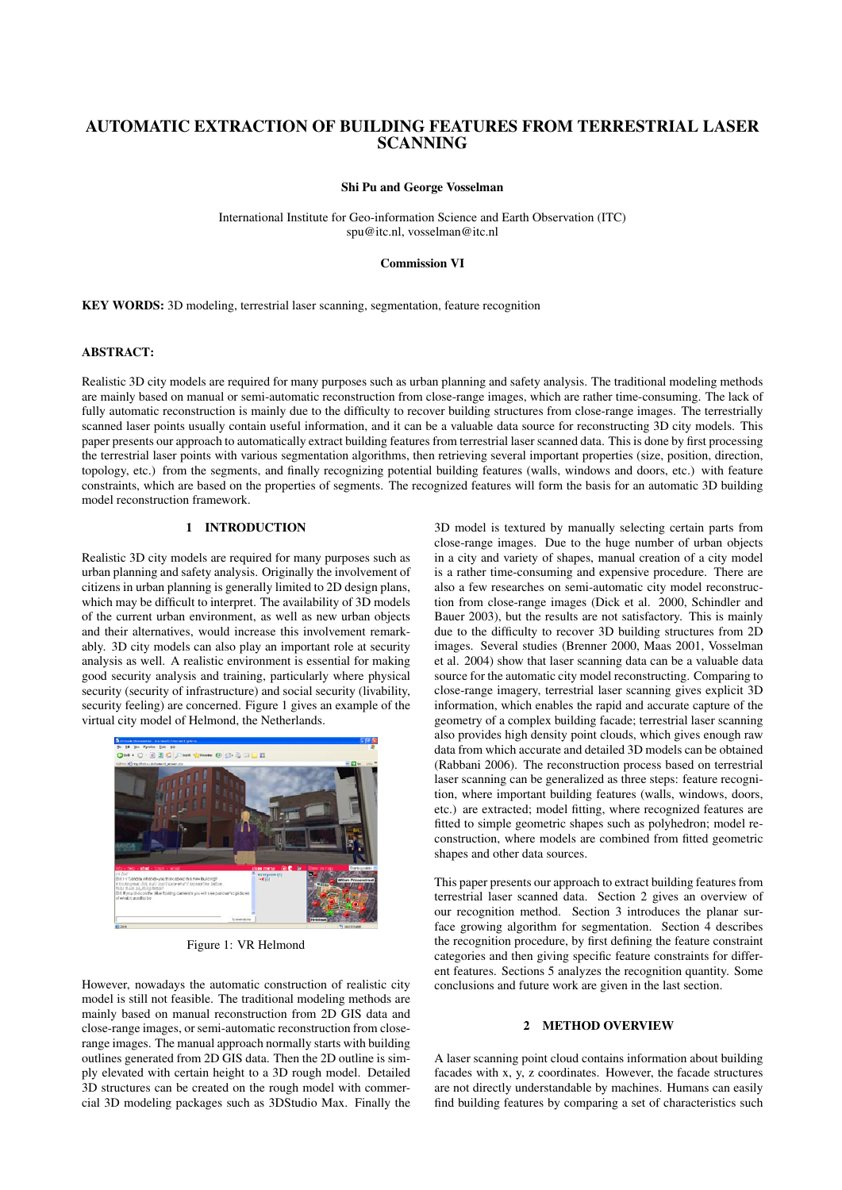# AUTOMATIC EXTRACTION OF BUILDING FEATURES FROM TERRESTRIAL LASER SCANNING

**Shi Pu and George Vosselman**

International Institute for Geo-information Science and Earth Observation (ITC)
spu@itc.nl, vosselman@itc.nl

**Commission VI**

**KEY WORDS:** 3D modeling, terrestrial laser scanning, segmentation, feature recognition

**ABSTRACT:**

Realistic 3D city models are required for many purposes such as urban planning and safety analysis. The traditional modeling methods are mainly based on manual or semi-automatic reconstruction from close-range images, which are rather time-consuming. The lack of fully automatic reconstruction is mainly due to the difficulty to recover building structures from close-range images. The terrestrially scanned laser points usually contain useful information, and it can be a valuable data source for reconstructing 3D city models. This paper presents our approach to automatically extract building features from terrestrial laser scanned data. This is done by first processing the terrestrial laser points with various segmentation algorithms, then retrieving several important properties (size, position, direction, topology, etc.) from the segments, and finally recognizing potential building features (walls, windows and doors, etc.) with feature constraints, which are based on the properties of segments. The recognized features will form the basis for an automatic 3D building model reconstruction framework.

## 1 INTRODUCTION

Realistic 3D city models are required for many purposes such as urban planning and safety analysis. Originally the involvement of citizens in urban planning is generally limited to 2D design plans, which may be difficult to interpret. The availability of 3D models of the current urban environment, as well as new urban objects and their alternatives, would increase this involvement remarkably. 3D city models can also play an important role at security analysis as well. A realistic environment is essential for making good security analysis and training, particularly where physical security (security of infrastructure) and social security (livability, security feeling) are concerned. Figure 1 gives an example of the virtual city model of Helmond, the Netherlands.

Figure 1: VR Helmond

However, nowadays the automatic construction of realistic city model is still not feasible. The traditional modeling methods are mainly based on manual reconstruction from 2D GIS data and close-range images, or semi-automatic reconstruction from close-range images. The manual approach normally starts with building outlines generated from 2D GIS data. Then the 2D outline is simply elevated with certain height to a 3D rough model. Detailed 3D structures can be created on the rough model with commercial 3D modeling packages such as 3DStudio Max. Finally the 3D model is textured by manually selecting certain parts from close-range images. Due to the huge number of urban objects in a city and variety of shapes, manual creation of a city model is a rather time-consuming and expensive procedure. There are also a few researches on semi-automatic city model reconstruction from close-range images (Dick et al. 2000, Schindler and Bauer 2003), but the results are not satisfactory. This is mainly due to the difficulty to recover 3D building structures from 2D images. Several studies (Brenner 2000, Maas 2001, Vosselman et al. 2004) show that laser scanning data can be a valuable data source for the automatic city model reconstructing. Comparing to close-range imagery, terrestrial laser scanning gives explicit 3D information, which enables the rapid and accurate capture of the geometry of a complex building facade; terrestrial laser scanning also provides high density point clouds, which gives enough raw data from which accurate and detailed 3D models can be obtained (Rabbani 2006). The reconstruction process based on terrestrial laser scanning can be generalized as three steps: feature recognition, where important building features (walls, windows, doors, etc.) are extracted; model fitting, where recognized features are fitted to simple geometric shapes such as polyhedron; model reconstruction, where models are combined from fitted geometric shapes and other data sources.

This paper presents our approach to extract building features from terrestrial laser scanned data. Section 2 gives an overview of our recognition method. Section 3 introduces the planar surface growing algorithm for segmentation. Section 4 describes the recognition procedure, by first defining the feature constraint categories and then giving specific feature constraints for different features. Sections 5 analyzes the recognition quantity. Some conclusions and future work are given in the last section.

## 2 METHOD OVERVIEW

A laser scanning point cloud contains information about building facades with x, y, z coordinates. However, the facade structures are not directly understandable by machines. Humans can easily find building features by comparing a set of characteristics such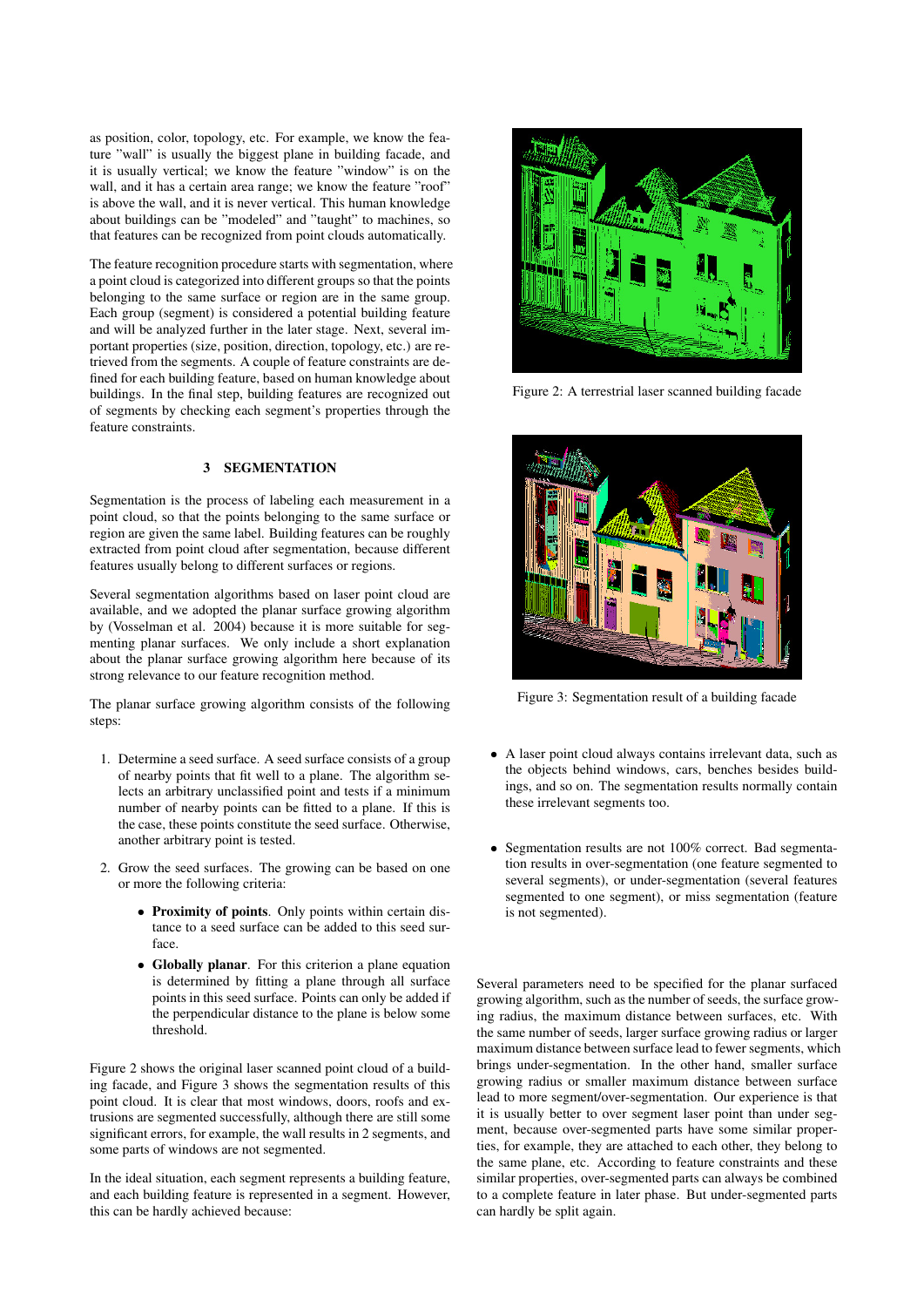as position, color, topology, etc. For example, we know the feature "wall" is usually the biggest plane in building facade, and it is usually vertical; we know the feature "window" is on the wall, and it has a certain area range; we know the feature "roof" is above the wall, and it is never vertical. This human knowledge about buildings can be "modeled" and "taught" to machines, so that features can be recognized from point clouds automatically.

The feature recognition procedure starts with segmentation, where a point cloud is categorized into different groups so that the points belonging to the same surface or region are in the same group. Each group (segment) is considered a potential building feature and will be analyzed further in the later stage. Next, several important properties (size, position, direction, topology, etc.) are retrieved from the segments. A couple of feature constraints are defined for each building feature, based on human knowledge about buildings. In the final step, building features are recognized out of segments by checking each segment's properties through the feature constraints.

## 3 SEGMENTATION

Segmentation is the process of labeling each measurement in a point cloud, so that the points belonging to the same surface or region are given the same label. Building features can be roughly extracted from point cloud after segmentation, because different features usually belong to different surfaces or regions.

Several segmentation algorithms based on laser point cloud are available, and we adopted the planar surface growing algorithm by (Vosselman et al. 2004) because it is more suitable for segmenting planar surfaces. We only include a short explanation about the planar surface growing algorithm here because of its strong relevance to our feature recognition method.

The planar surface growing algorithm consists of the following steps:

1. Determine a seed surface. A seed surface consists of a group of nearby points that fit well to a plane. The algorithm selects an arbitrary unclassified point and tests if a minimum number of nearby points can be fitted to a plane. If this is the case, these points constitute the seed surface. Otherwise, another arbitrary point is tested.
2. Grow the seed surfaces. The growing can be based on one or more the following criteria:
   - **Proximity of points**. Only points within certain distance to a seed surface can be added to this seed surface.
   - **Globally planar**. For this criterion a plane equation is determined by fitting a plane through all surface points in this seed surface. Points can only be added if the perpendicular distance to the plane is below some threshold.

Figure 2 shows the original laser scanned point cloud of a building facade, and Figure 3 shows the segmentation results of this point cloud. It is clear that most windows, doors, roofs and extrusions are segmented successfully, although there are still some significant errors, for example, the wall results in 2 segments, and some parts of windows are not segmented.

In the ideal situation, each segment represents a building feature, and each building feature is represented in a segment. However, this can be hardly achieved because:

Figure 2: A terrestrial laser scanned building facade

Figure 3: Segmentation result of a building facade

- A laser point cloud always contains irrelevant data, such as the objects behind windows, cars, benches besides buildings, and so on. The segmentation results normally contain these irrelevant segments too.
- Segmentation results are not 100% correct. Bad segmentation results in over-segmentation (one feature segmented to several segments), or under-segmentation (several features segmented to one segment), or miss segmentation (feature is not segmented).

Several parameters need to be specified for the planar surfaced growing algorithm, such as the number of seeds, the surface growing radius, the maximum distance between surfaces, etc. With the same number of seeds, larger surface growing radius or larger maximum distance between surface lead to fewer segments, which brings under-segmentation. In the other hand, smaller surface growing radius or smaller maximum distance between surface lead to more segment/over-segmentation. Our experience is that it is usually better to over segment laser point than under segment, because over-segmented parts have some similar properties, for example, they are attached to each other, they belong to the same plane, etc. According to feature constraints and these similar properties, over-segmented parts can always be combined to a complete feature in later phase. But under-segmented parts can hardly be split again.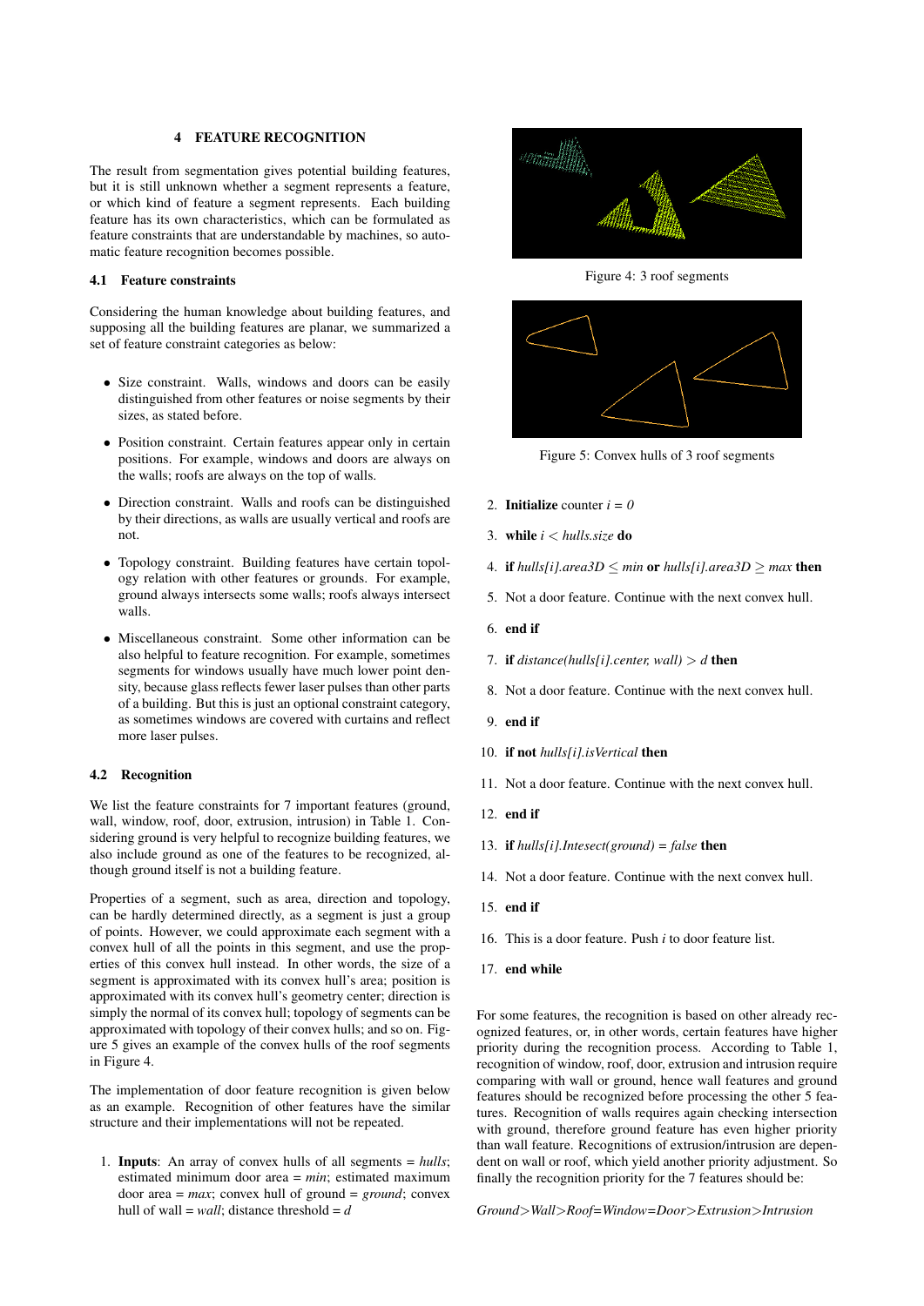## 4 FEATURE RECOGNITION

The result from segmentation gives potential building features, but it is still unknown whether a segment represents a feature, or which kind of feature a segment represents. Each building feature has its own characteristics, which can be formulated as feature constraints that are understandable by machines, so automatic feature recognition becomes possible.

### 4.1 Feature constraints

Considering the human knowledge about building features, and supposing all the building features are planar, we summarized a set of feature constraint categories as below:

- Size constraint. Walls, windows and doors can be easily distinguished from other features or noise segments by their sizes, as stated before.
- Position constraint. Certain features appear only in certain positions. For example, windows and doors are always on the walls; roofs are always on the top of walls.
- Direction constraint. Walls and roofs can be distinguished by their directions, as walls are usually vertical and roofs are not.
- Topology constraint. Building features have certain topology relation with other features or grounds. For example, ground always intersects some walls; roofs always intersect walls.
- Miscellaneous constraint. Some other information can be also helpful to feature recognition. For example, sometimes segments for windows usually have much lower point density, because glass reflects fewer laser pulses than other parts of a building. But this is just an optional constraint category, as sometimes windows are covered with curtains and reflect more laser pulses.

### 4.2 Recognition

We list the feature constraints for 7 important features (ground, wall, window, roof, door, extrusion, intrusion) in Table 1. Considering ground is very helpful to recognize building features, we also include ground as one of the features to be recognized, although ground itself is not a building feature.

Properties of a segment, such as area, direction and topology, can be hardly determined directly, as a segment is just a group of points. However, we could approximate each segment with a convex hull of all the points in this segment, and use the properties of this convex hull instead. In other words, the size of a segment is approximated with its convex hull's area; position is approximated with its convex hull's geometry center; direction is simply the normal of its convex hull; topology of segments can be approximated with topology of their convex hulls; and so on. Figure 5 gives an example of the convex hulls of the roof segments in Figure 4.

The implementation of door feature recognition is given below as an example. Recognition of other features have the similar structure and their implementations will not be repeated.

1. **Inputs**: An array of convex hulls of all segments = *hulls*; estimated minimum door area = *min*; estimated maximum door area = *max*; convex hull of ground = *ground*; convex hull of wall = *wall*; distance threshold = *d*

Figure 4: 3 roof segments

Figure 5: Convex hulls of 3 roof segments

2. **Initialize** counter $i = 0$
3. **while** $i <$ *hulls.size* **do**
4. **if** *hulls[i].area3D* $\leq$ *min* **or** *hulls[i].area3D* $\geq$ *max* **then**
5. Not a door feature. Continue with the next convex hull.
6. **end if**
7. **if** *distance(hulls[i].center, wall)* $> d$ **then**
8. Not a door feature. Continue with the next convex hull.
9. **end if**
10. **if not** *hulls[i].isVertical* **then**
11. Not a door feature. Continue with the next convex hull.
12. **end if**
13. **if** *hulls[i].Intesect(ground) = false* **then**
14. Not a door feature. Continue with the next convex hull.
15. **end if**
16. This is a door feature. Push *i* to door feature list.
17. **end while**

For some features, the recognition is based on other already recognized features, or, in other words, certain features have higher priority during the recognition process. According to Table 1, recognition of window, roof, door, extrusion and intrusion require comparing with wall or ground, hence wall features and ground features should be recognized before processing the other 5 features. Recognition of walls requires again checking intersection with ground, therefore ground feature has even higher priority than wall feature. Recognitions of extrusion/intrusion are dependent on wall or roof, which yield another priority adjustment. So finally the recognition priority for the 7 features should be:

*Ground>Wall>Roof=Window=Door>Extrusion>Intrusion*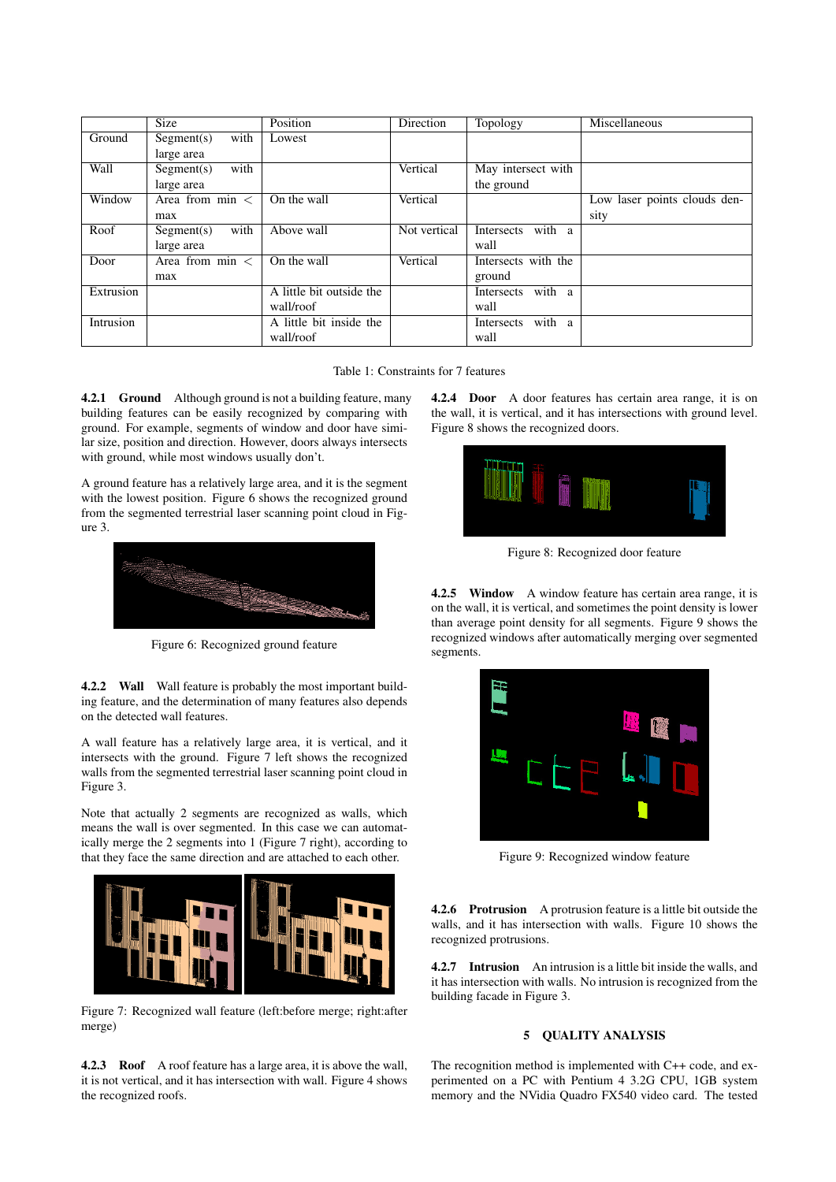| | Size | Position | Direction | Topology | Miscellaneous |
|---|---|---|---|---|---|
| Ground | Segment(s) with large area | Lowest | | | |
| Wall | Segment(s) with large area | | Vertical | May intersect with the ground | |
| Window | Area from min < max | On the wall | Vertical | | Low laser points clouds density |
| Roof | Segment(s) with large area | Above wall | Not vertical | Intersects with a wall | |
| Door | Area from min < max | On the wall | Vertical | Intersects with the ground | |
| Extrusion | | A little bit outside the wall/roof | | Intersects with a wall | |
| Intrusion | | A little bit inside the wall/roof | | Intersects with a wall | |

Table 1: Constraints for 7 features

#### 4.2.1 Ground

Although ground is not a building feature, many building features can be easily recognized by comparing with ground. For example, segments of window and door have similar size, position and direction. However, doors always intersects with ground, while most windows usually don't.

A ground feature has a relatively large area, and it is the segment with the lowest position. Figure 6 shows the recognized ground from the segmented terrestrial laser scanning point cloud in Figure 3.

Figure 6: Recognized ground feature

#### 4.2.2 Wall

Wall feature is probably the most important building feature, and the determination of many features also depends on the detected wall features.

A wall feature has a relatively large area, it is vertical, and it intersects with the ground. Figure 7 left shows the recognized walls from the segmented terrestrial laser scanning point cloud in Figure 3.

Note that actually 2 segments are recognized as walls, which means the wall is over segmented. In this case we can automatically merge the 2 segments into 1 (Figure 7 right), according to that they face the same direction and are attached to each other.

Figure 7: Recognized wall feature (left:before merge; right:after merge)

#### 4.2.3 Roof

A roof feature has a large area, it is above the wall, it is not vertical, and it has intersection with wall. Figure 4 shows the recognized roofs.

#### 4.2.4 Door

A door features has certain area range, it is on the wall, it is vertical, and it has intersections with ground level. Figure 8 shows the recognized doors.

Figure 8: Recognized door feature

#### 4.2.5 Window

A window feature has certain area range, it is on the wall, it is vertical, and sometimes the point density is lower than average point density for all segments. Figure 9 shows the recognized windows after automatically merging over segmented segments.

Figure 9: Recognized window feature

#### 4.2.6 Protrusion

A protrusion feature is a little bit outside the walls, and it has intersection with walls. Figure 10 shows the recognized protrusions.

#### 4.2.7 Intrusion

An intrusion is a little bit inside the walls, and it has intersection with walls. No intrusion is recognized from the building facade in Figure 3.

## 5 QUALITY ANALYSIS

The recognition method is implemented with C++ code, and experimented on a PC with Pentium 4 3.2G CPU, 1GB system memory and the NVidia Quadro FX540 video card. The tested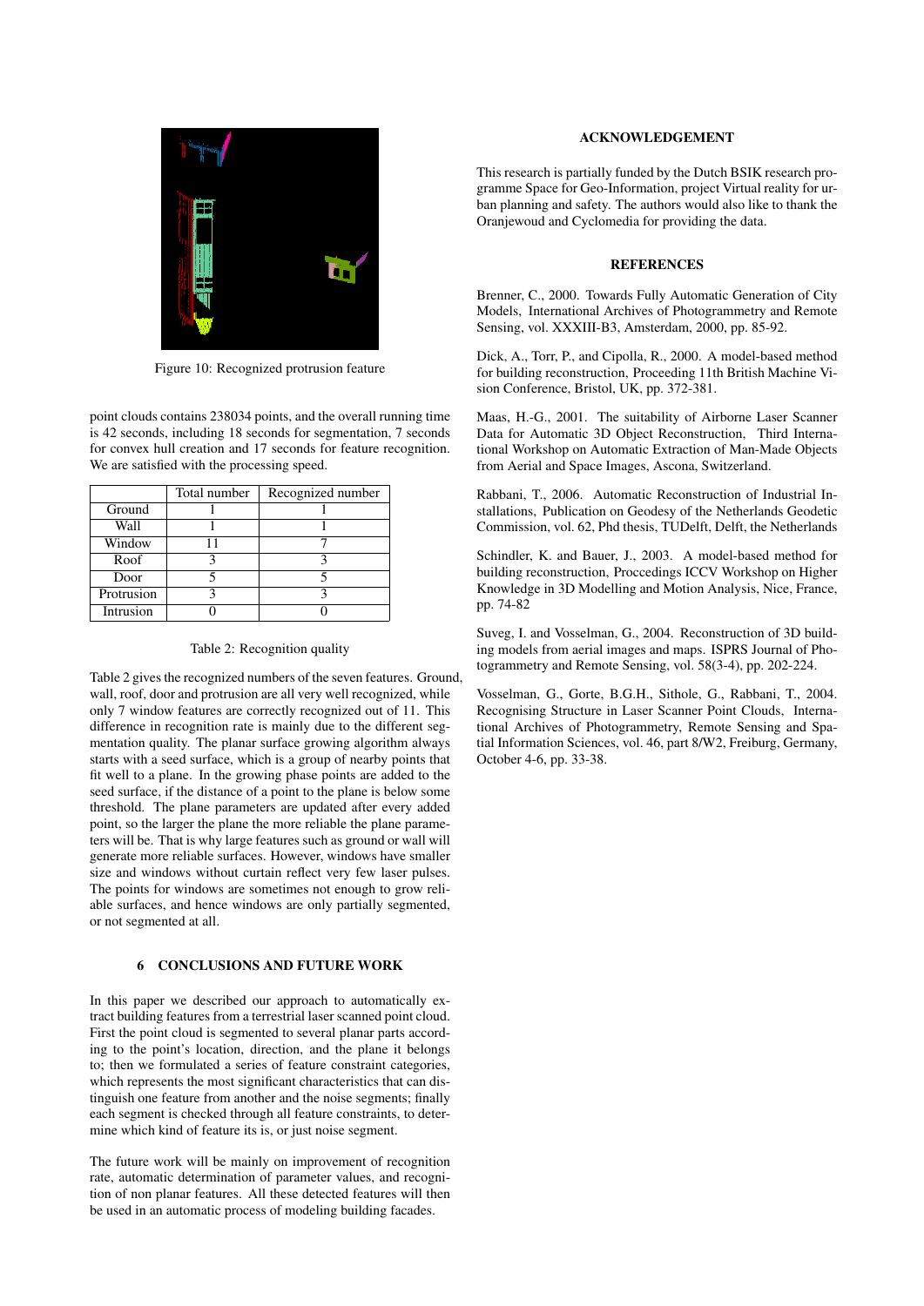Figure 10: Recognized protrusion feature

point clouds contains 238034 points, and the overall running time is 42 seconds, including 18 seconds for segmentation, 7 seconds for convex hull creation and 17 seconds for feature recognition. We are satisfied with the processing speed.

| | Total number | Recognized number |
|---|---|---|
| Ground | 1 | 1 |
| Wall | 1 | 1 |
| Window | 11 | 7 |
| Roof | 3 | 3 |
| Door | 5 | 5 |
| Protrusion | 3 | 3 |
| Intrusion | 0 | 0 |

Table 2: Recognition quality

Table 2 gives the recognized numbers of the seven features. Ground, wall, roof, door and protrusion are all very well recognized, while only 7 window features are correctly recognized out of 11. This difference in recognition rate is mainly due to the different segmentation quality. The planar surface growing algorithm always starts with a seed surface, which is a group of nearby points that fit well to a plane. In the growing phase points are added to the seed surface, if the distance of a point to the plane is below some threshold. The plane parameters are updated after every added point, so the larger the plane the more reliable the plane parameters will be. That is why large features such as ground or wall will generate more reliable surfaces. However, windows have smaller size and windows without curtain reflect very few laser pulses. The points for windows are sometimes not enough to grow reliable surfaces, and hence windows are only partially segmented, or not segmented at all.

## 6 CONCLUSIONS AND FUTURE WORK

In this paper we described our approach to automatically extract building features from a terrestrial laser scanned point cloud. First the point cloud is segmented to several planar parts according to the point's location, direction, and the plane it belongs to; then we formulated a series of feature constraint categories, which represents the most significant characteristics that can distinguish one feature from another and the noise segments; finally each segment is checked through all feature constraints, to determine which kind of feature its is, or just noise segment.

The future work will be mainly on improvement of recognition rate, automatic determination of parameter values, and recognition of non planar features. All these detected features will then be used in an automatic process of modeling building facades.

## ACKNOWLEDGEMENT

This research is partially funded by the Dutch BSIK research programme Space for Geo-Information, project Virtual reality for urban planning and safety. The authors would also like to thank the Oranjewoud and Cyclomedia for providing the data.

## REFERENCES

Brenner, C., 2000. Towards Fully Automatic Generation of City Models, International Archives of Photogrammetry and Remote Sensing, vol. XXXIII-B3, Amsterdam, 2000, pp. 85-92.

Dick, A., Torr, P., and Cipolla, R., 2000. A model-based method for building reconstruction, Proceeding 11th British Machine Vision Conference, Bristol, UK, pp. 372-381.

Maas, H.-G., 2001. The suitability of Airborne Laser Scanner Data for Automatic 3D Object Reconstruction, Third International Workshop on Automatic Extraction of Man-Made Objects from Aerial and Space Images, Ascona, Switzerland.

Rabbani, T., 2006. Automatic Reconstruction of Industrial Installations, Publication on Geodesy of the Netherlands Geodetic Commission, vol. 62, Phd thesis, TUDelft, Delft, the Netherlands

Schindler, K. and Bauer, J., 2003. A model-based method for building reconstruction, Proccedings ICCV Workshop on Higher Knowledge in 3D Modelling and Motion Analysis, Nice, France, pp. 74-82

Suveg, I. and Vosselman, G., 2004. Reconstruction of 3D building models from aerial images and maps. ISPRS Journal of Photogrammetry and Remote Sensing, vol. 58(3-4), pp. 202-224.

Vosselman, G., Gorte, B.G.H., Sithole, G., Rabbani, T., 2004. Recognising Structure in Laser Scanner Point Clouds, International Archives of Photogrammetry, Remote Sensing and Spatial Information Sciences, vol. 46, part 8/W2, Freiburg, Germany, October 4-6, pp. 33-38.